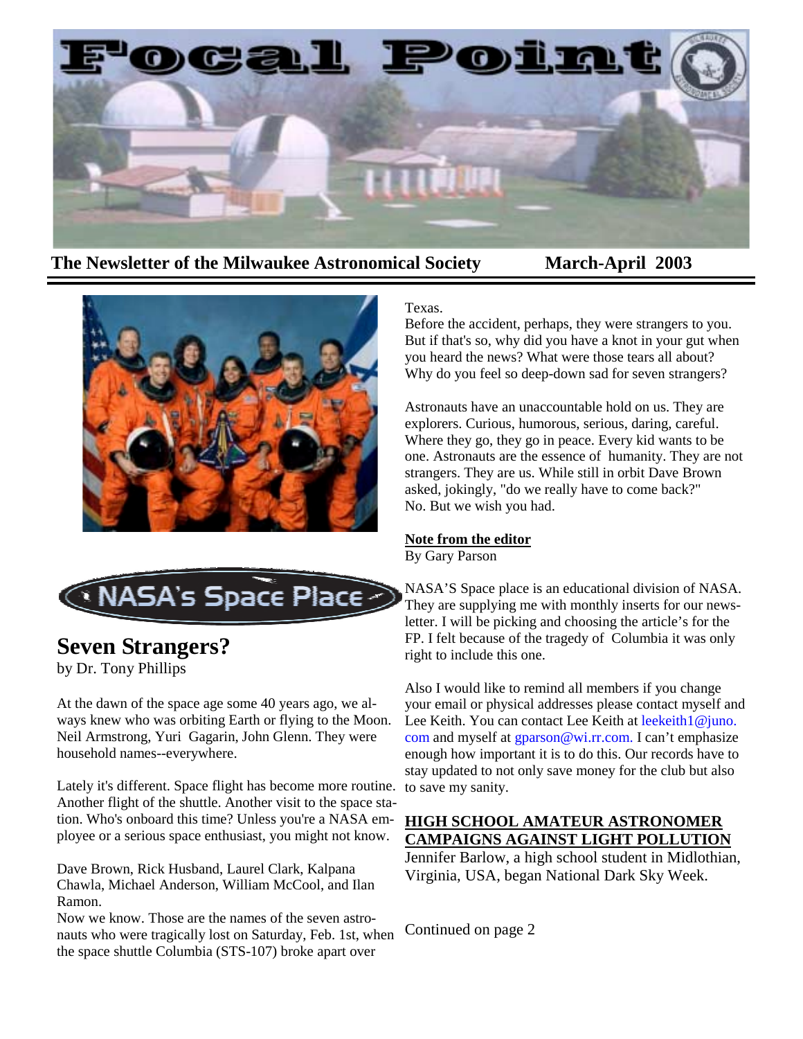# Focal Point

**The Newsletter of the Milwaukee Astronomical Society** **March-April 2003**

NASA's Space Place

## Seven Strangers?

by Dr. Tony Phillips

At the dawn of the space age some 40 years ago, we always knew who was orbiting Earth or flying to the Moon. Neil Armstrong, Yuri Gagarin, John Glenn. They were household names--everywhere.

Lately it's different. Space flight has become more routine. Another flight of the shuttle. Another visit to the space station. Who's onboard this time? Unless you're a NASA employee or a serious space enthusiast, you might not know.

Dave Brown, Rick Husband, Laurel Clark, Kalpana Chawla, Michael Anderson, William McCool, and Ilan Ramon.

Now we know. Those are the names of the seven astronauts who were tragically lost on Saturday, Feb. 1st, when the space shuttle Columbia (STS-107) broke apart over Texas.

Before the accident, perhaps, they were strangers to you. But if that's so, why did you have a knot in your gut when you heard the news? What were those tears all about? Why do you feel so deep-down sad for seven strangers?

Astronauts have an unaccountable hold on us. They are explorers. Curious, humorous, serious, daring, careful. Where they go, they go in peace. Every kid wants to be one. Astronauts are the essence of humanity. They are not strangers. They are us. While still in orbit Dave Brown asked, jokingly, "do we really have to come back?" No. But we wish you had.

**Note from the editor**

By Gary Parson

NASA'S Space place is an educational division of NASA. They are supplying me with monthly inserts for our newsletter. I will be picking and choosing the article's for the FP. I felt because of the tragedy of Columbia it was only right to include this one.

Also I would like to remind all members if you change your email or physical addresses please contact myself and Lee Keith. You can contact Lee Keith at leekeith1@juno.com and myself at gparson@wi.rr.com. I can't emphasize enough how important it is to do this. Our records have to stay updated to not only save money for the club but also to save my sanity.

**HIGH SCHOOL AMATEUR ASTRONOMER CAMPAIGNS AGAINST LIGHT POLLUTION**

Jennifer Barlow, a high school student in Midlothian, Virginia, USA, began National Dark Sky Week.

Continued on page 2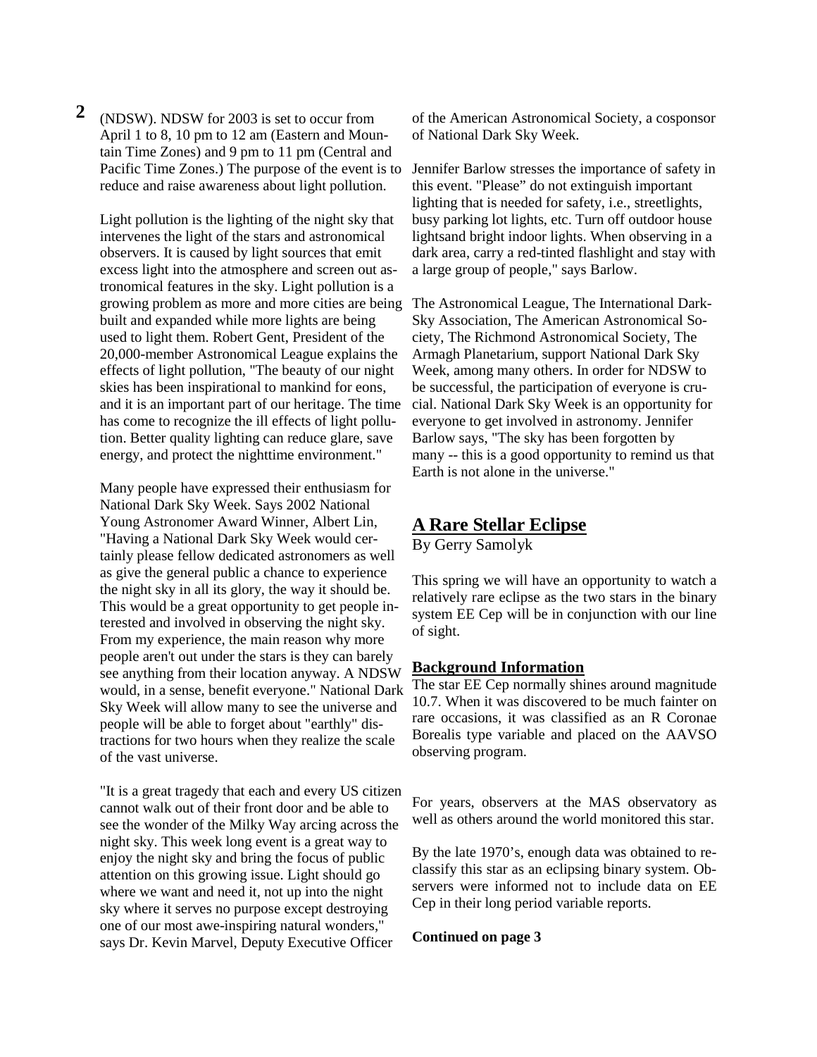(NDSW). NDSW for 2003 is set to occur from April 1 to 8, 10 pm to 12 am (Eastern and Mountain Time Zones) and 9 pm to 11 pm (Central and Pacific Time Zones.) The purpose of the event is to reduce and raise awareness about light pollution.

Light pollution is the lighting of the night sky that intervenes the light of the stars and astronomical observers. It is caused by light sources that emit excess light into the atmosphere and screen out astronomical features in the sky. Light pollution is a growing problem as more and more cities are being built and expanded while more lights are being used to light them. Robert Gent, President of the 20,000-member Astronomical League explains the effects of light pollution, "The beauty of our night skies has been inspirational to mankind for eons, and it is an important part of our heritage. The time has come to recognize the ill effects of light pollution. Better quality lighting can reduce glare, save energy, and protect the nighttime environment."

Many people have expressed their enthusiasm for National Dark Sky Week. Says 2002 National Young Astronomer Award Winner, Albert Lin, "Having a National Dark Sky Week would certainly please fellow dedicated astronomers as well as give the general public a chance to experience the night sky in all its glory, the way it should be. This would be a great opportunity to get people interested and involved in observing the night sky. From my experience, the main reason why more people aren't out under the stars is they can barely see anything from their location anyway. A NDSW would, in a sense, benefit everyone." National Dark Sky Week will allow many to see the universe and people will be able to forget about "earthly" distractions for two hours when they realize the scale of the vast universe.

"It is a great tragedy that each and every US citizen cannot walk out of their front door and be able to see the wonder of the Milky Way arcing across the night sky. This week long event is a great way to enjoy the night sky and bring the focus of public attention on this growing issue. Light should go where we want and need it, not up into the night sky where it serves no purpose except destroying one of our most awe-inspiring natural wonders," says Dr. Kevin Marvel, Deputy Executive Officer of the American Astronomical Society, a cosponsor of National Dark Sky Week.

Jennifer Barlow stresses the importance of safety in this event. "Please" do not extinguish important lighting that is needed for safety, i.e., streetlights, busy parking lot lights, etc. Turn off outdoor house lightsand bright indoor lights. When observing in a dark area, carry a red-tinted flashlight and stay with a large group of people," says Barlow.

The Astronomical League, The International Dark-Sky Association, The American Astronomical Society, The Richmond Astronomical Society, The Armagh Planetarium, support National Dark Sky Week, among many others. In order for NDSW to be successful, the participation of everyone is crucial. National Dark Sky Week is an opportunity for everyone to get involved in astronomy. Jennifer Barlow says, "The sky has been forgotten by many -- this is a good opportunity to remind us that Earth is not alone in the universe."

## A Rare Stellar Eclipse

By Gerry Samolyk

This spring we will have an opportunity to watch a relatively rare eclipse as the two stars in the binary system EE Cep will be in conjunction with our line of sight.

### Background Information

The star EE Cep normally shines around magnitude 10.7. When it was discovered to be much fainter on rare occasions, it was classified as an R Coronae Borealis type variable and placed on the AAVSO observing program.

For years, observers at the MAS observatory as well as others around the world monitored this star.

By the late 1970's, enough data was obtained to reclassify this star as an eclipsing binary system. Observers were informed not to include data on EE Cep in their long period variable reports.

**Continued on page 3**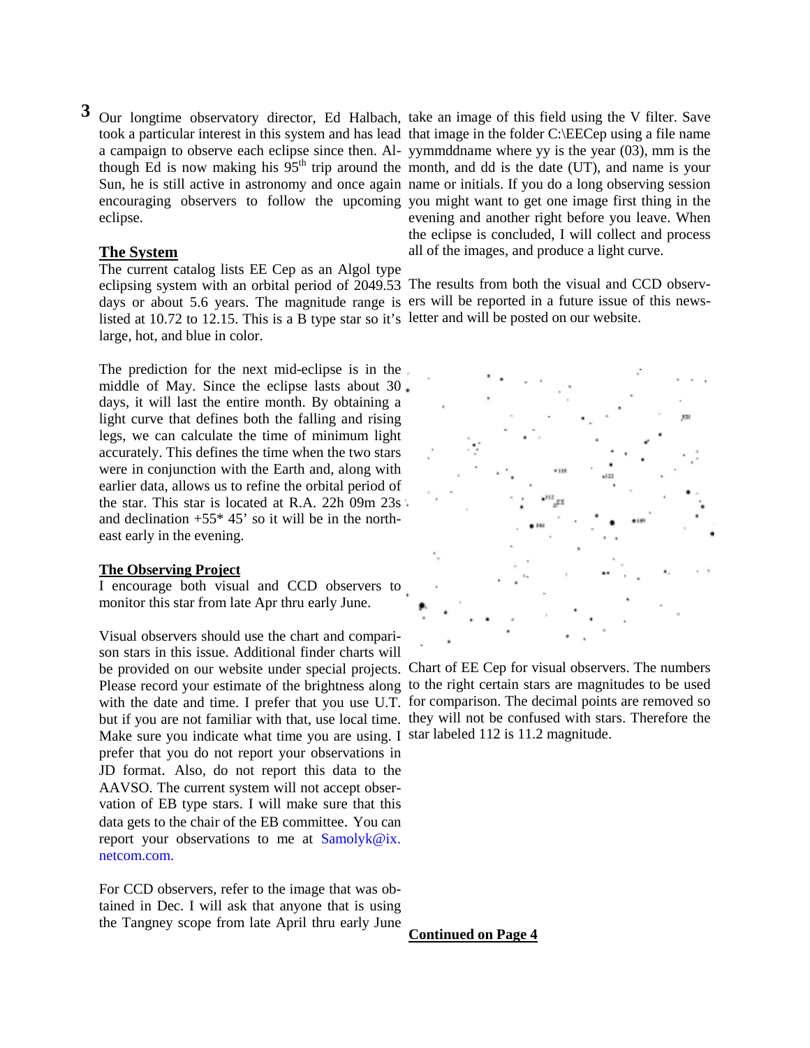Our longtime observatory director, Ed Halbach, took a particular interest in this system and has lead a campaign to observe each eclipse since then. Although Ed is now making his 95th trip around the Sun, he is still active in astronomy and once again encouraging observers to follow the upcoming eclipse.

## The System

The current catalog lists EE Cep as an Algol type eclipsing system with an orbital period of 2049.53 days or about 5.6 years. The magnitude range is listed at 10.72 to 12.15. This is a B type star so it's large, hot, and blue in color.

The prediction for the next mid-eclipse is in the middle of May. Since the eclipse lasts about 30 days, it will last the entire month. By obtaining a light curve that defines both the falling and rising legs, we can calculate the time of minimum light accurately. This defines the time when the two stars were in conjunction with the Earth and, along with earlier data, allows us to refine the orbital period of the star. This star is located at R.A. 22h 09m 23s and declination +55* 45' so it will be in the northeast early in the evening.

## The Observing Project

I encourage both visual and CCD observers to monitor this star from late Apr thru early June.

Visual observers should use the chart and comparison stars in this issue. Additional finder charts will be provided on our website under special projects. Please record your estimate of the brightness along with the date and time. I prefer that you use U.T. but if you are not familiar with that, use local time. Make sure you indicate what time you are using. I prefer that you do not report your observations in JD format. Also, do not report this data to the AAVSO. The current system will not accept observation of EB type stars. I will make sure that this data gets to the chair of the EB committee. You can report your observations to me at Samolyk@ix.netcom.com.

For CCD observers, refer to the image that was obtained in Dec. I will ask that anyone that is using the Tangney scope from late April thru early June take an image of this field using the V filter. Save that image in the folder C:\EECep using a file name yymmddname where yy is the year (03), mm is the month, and dd is the date (UT), and name is your name or initials. If you do a long observing session you might want to take one image first thing in the evening and another right before you leave. When the eclipse is concluded, I will collect and process all of the images, and produce a light curve.

The results from both the visual and CCD observers will be reported in a future issue of this newsletter and will be posted on our website.

Chart of EE Cep for visual observers. The numbers to the right certain stars are magnitudes to be used for comparison. The decimal points are removed so they will not be confused with stars. Therefore the star labeled 112 is 11.2 magnitude.

**Continued on Page 4**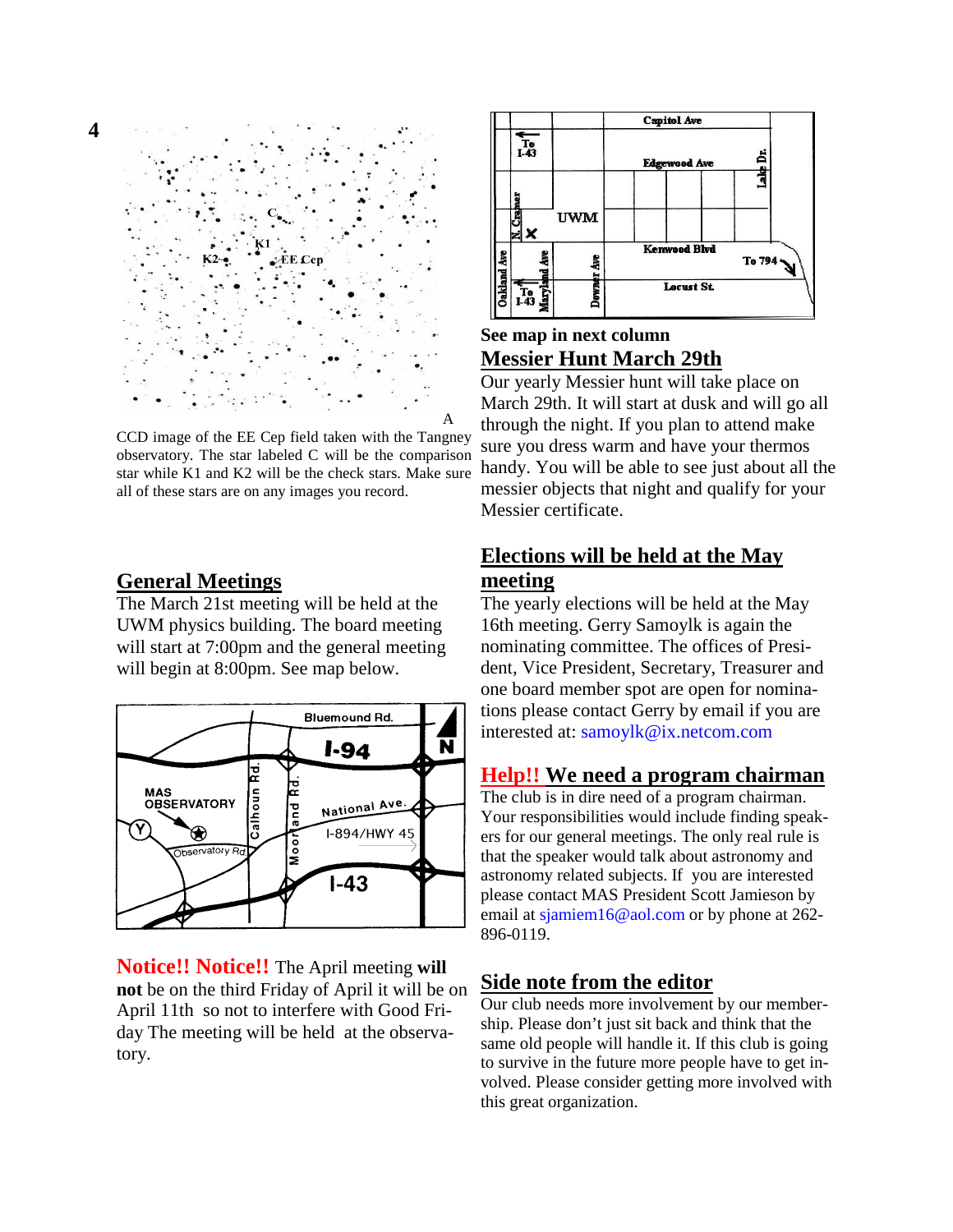CCD image of the EE Cep field taken with the Tangney observatory. The star labeled C will be the comparison star while K1 and K2 will be the check stars. Make sure all of these stars are on any images you record.

## General Meetings

The March 21st meeting will be held at the UWM physics building. The board meeting will start at 7:00pm and the general meeting will begin at 8:00pm. See map below.

**Notice!! Notice!!** The April meeting **will not** be on the third Friday of April it will be on April 11th so not to interfere with Good Friday The meeting will be held at the observatory.

See map in next column

## Messier Hunt March 29th

Our yearly Messier hunt will take place on March 29th. It will start at dusk and will go all through the night. If you plan to attend make sure you dress warm and have your thermos handy. You will be able to see just about all the messier objects that night and qualify for your Messier certificate.

## Elections will be held at the May meeting

The yearly elections will be held at the May 16th meeting. Gerry Samoylk is again the nominating committee. The offices of President, Vice President, Secretary, Treasurer and one board member spot are open for nominations please contact Gerry by email if you are interested at: samoylk@ix.netcom.com

## Help!! We need a program chairman

The club is in dire need of a program chairman. Your responsibilities would include finding speakers for our general meetings. The only real rule is that the speaker would talk about astronomy and astronomy related subjects. If you are interested please contact MAS President Scott Jamieson by email at sjamiem16@aol.com or by phone at 262-896-0119.

## Side note from the editor

Our club needs more involvement by our membership. Please don't just sit back and think that the same old people will handle it. If this club is going to survive in the future more people have to get involved. Please consider getting more involved with this great organization.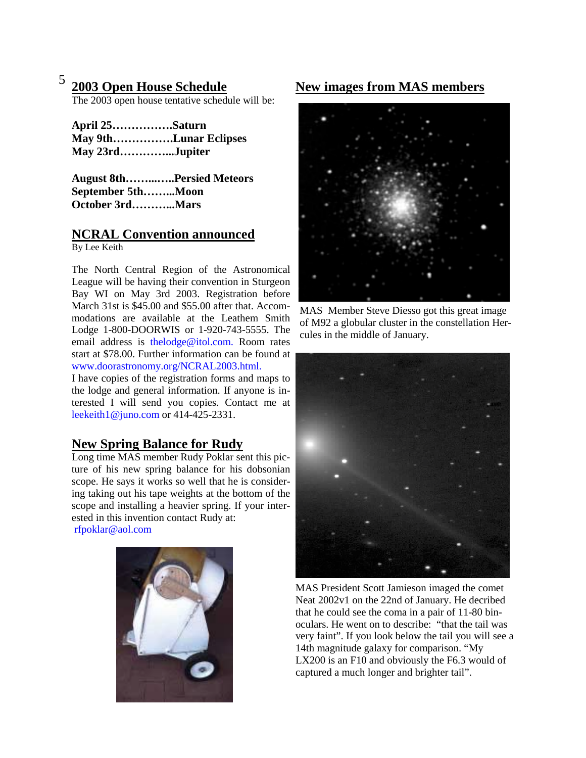## 2003 Open House Schedule

The 2003 open house tentative schedule will be:

**April 25…………….Saturn**
**May 9th…………….Lunar Eclipses**
**May 23rd…………...Jupiter**

**August 8th……...…..Persied Meteors**
**September 5th……...Moon**
**October 3rd………...Mars**

## NCRAL Convention announced

By Lee Keith

The North Central Region of the Astronomical League will be having their convention in Sturgeon Bay WI on May 3rd 2003. Registration before March 31st is $45.00 and $55.00 after that. Accommodations are available at the Leathem Smith Lodge 1-800-DOORWIS or 1-920-743-5555. The email address is thelodge@itol.com. Room rates start at $78.00. Further information can be found at www.doorastronomy.org/NCRAL2003.html.
I have copies of the registration forms and maps to the lodge and general information. If anyone is interested I will send you copies. Contact me at leekeith1@juno.com or 414-425-2331.

## New Spring Balance for Rudy

Long time MAS member Rudy Poklar sent this picture of his new spring balance for his dobsonian scope. He says it works so well that he is considering taking out his tape weights at the bottom of the scope and installing a heavier spring. If your interested in this invention contact Rudy at:
rfpoklar@aol.com

## New images from MAS members

MAS Member Steve Diesso got this great image of M92 a globular cluster in the constellation Hercules in the middle of January.

MAS President Scott Jamieson imaged the comet Neat 2002v1 on the 22nd of January. He decribed that he could see the coma in a pair of 11-80 binoculars. He went on to describe: "that the tail was very faint". If you look below the tail you will see a 14th magnitude galaxy for comparison. "My LX200 is an F10 and obviously the F6.3 would of captured a much longer and brighter tail".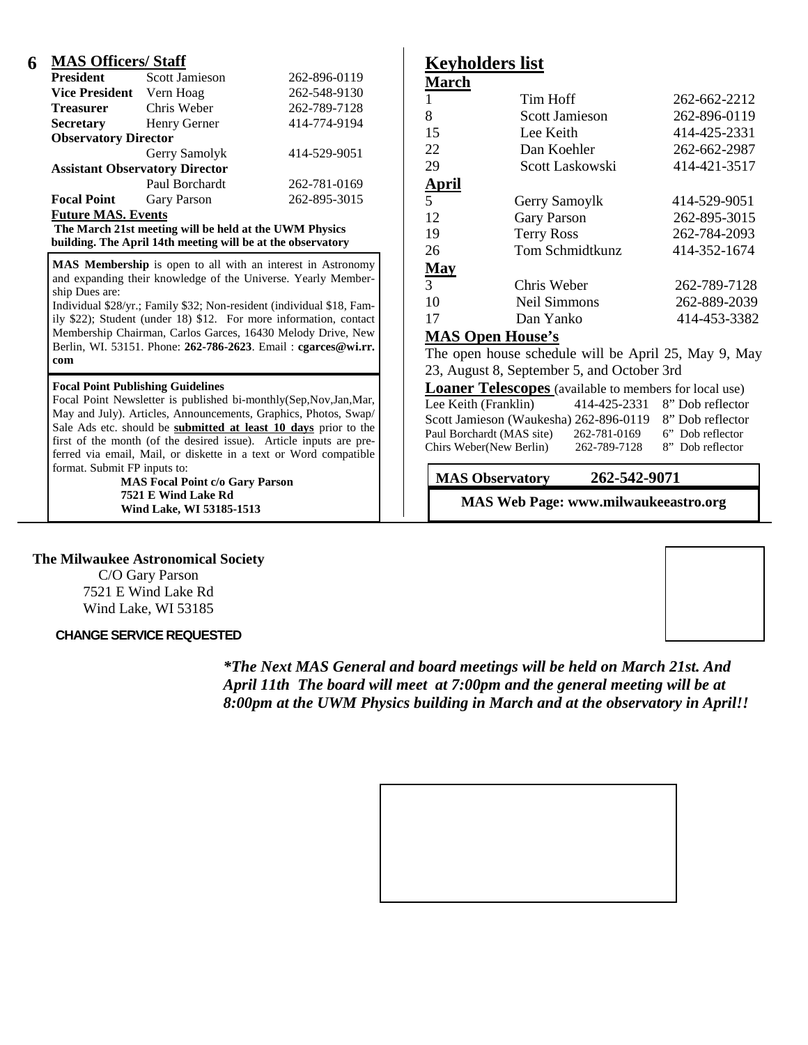## MAS Officers/ Staff

| | | |
|---|---|---|
| **President** | Scott Jamieson | 262-896-0119 |
| **Vice President** | Vern Hoag | 262-548-9130 |
| **Treasurer** | Chris Weber | 262-789-7128 |
| **Secretary** | Henry Gerner | 414-774-9194 |
| **Observatory Director** | | |
| | Gerry Samolyk | 414-529-9051 |
| **Assistant Observatory Director** | | |
| | Paul Borchardt | 262-781-0169 |
| **Focal Point** | Gary Parson | 262-895-3015 |

**Future MAS. Events**

**The March 21st meeting will be held at the UWM Physics building. The April 14th meeting will be at the observatory**

**MAS Membership** is open to all with an interest in Astronomy and expanding their knowledge of the Universe. Yearly Membership Dues are:
Individual $28/yr.; Family $32; Non-resident (individual $18, Family $22); Student (under 18) $12. For more information, contact Membership Chairman, Carlos Garces, 16430 Melody Drive, New Berlin, WI. 53151. Phone: **262-786-2623**. Email : **cgarces@wi.rr.com**

**Focal Point Publishing Guidelines**
Focal Point Newsletter is published bi-monthly(Sep,Nov,Jan,Mar, May and July). Articles, Announcements, Graphics, Photos, Swap/ Sale Ads etc. should be **submitted at least 10 days** prior to the first of the month (of the desired issue). Article inputs are preferred via email, Mail, or diskette in a text or Word compatible format. Submit FP inputs to:

**MAS Focal Point c/o Gary Parson**
**7521 E Wind Lake Rd**
**Wind Lake, WI 53185-1513**

## Keyholders list

| | | |
|---|---|---|
| **March** | | |
| 1 | Tim Hoff | 262-662-2212 |
| 8 | Scott Jamieson | 262-896-0119 |
| 15 | Lee Keith | 414-425-2331 |
| 22 | Dan Koehler | 262-662-2987 |
| 29 | Scott Laskowski | 414-421-3517 |
| **April** | | |
| 5 | Gerry Samoylk | 414-529-9051 |
| 12 | Gary Parson | 262-895-3015 |
| 19 | Terry Ross | 262-784-2093 |
| 26 | Tom Schmidtkunz | 414-352-1674 |
| **May** | | |
| 3 | Chris Weber | 262-789-7128 |
| 10 | Neil Simmons | 262-889-2039 |
| 17 | Dan Yanko | 414-453-3382 |

## MAS Open House's

The open house schedule will be April 25, May 9, May 23, August 8, September 5, and October 3rd

**Loaner Telescopes** (available to members for local use)

| | | |
|---|---|---|
| Lee Keith (Franklin) | 414-425-2331 | 8" Dob reflector |
| Scott Jamieson (Waukesha) | 262-896-0119 | 8" Dob reflector |
| Paul Borchardt (MAS site) | 262-781-0169 | 6" Dob reflector |
| Chirs Weber(New Berlin) | 262-789-7128 | 8" Dob reflector |

**MAS Observatory 262-542-9071**

**MAS Web Page: www.milwaukeeastro.org**

**The Milwaukee Astronomical Society**
C/O Gary Parson
7521 E Wind Lake Rd
Wind Lake, WI 53185

**CHANGE SERVICE REQUESTED**

***The Next MAS General and board meetings will be held on March 21st. And April 11th The board will meet at 7:00pm and the general meeting will be at 8:00pm at the UWM Physics building in March and at the observatory in April!!***